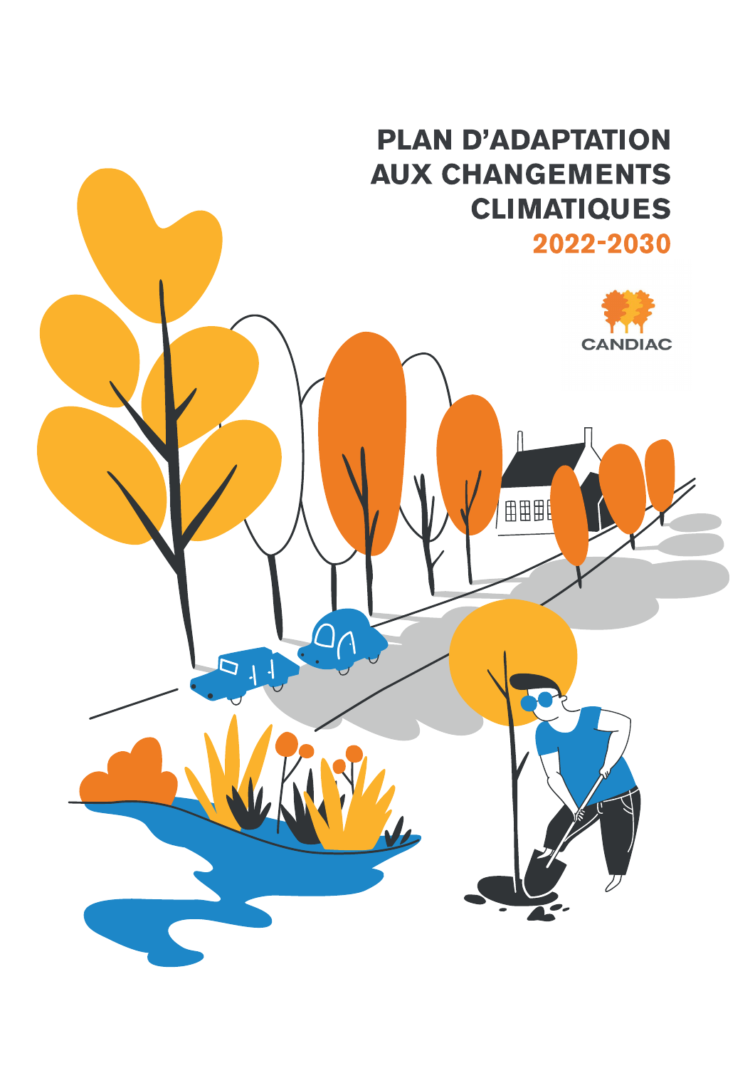# PLAN D'ADAPTATION AUX CHANGEMENTS CLIMATIQUES

## 2022-2030

CANDIAC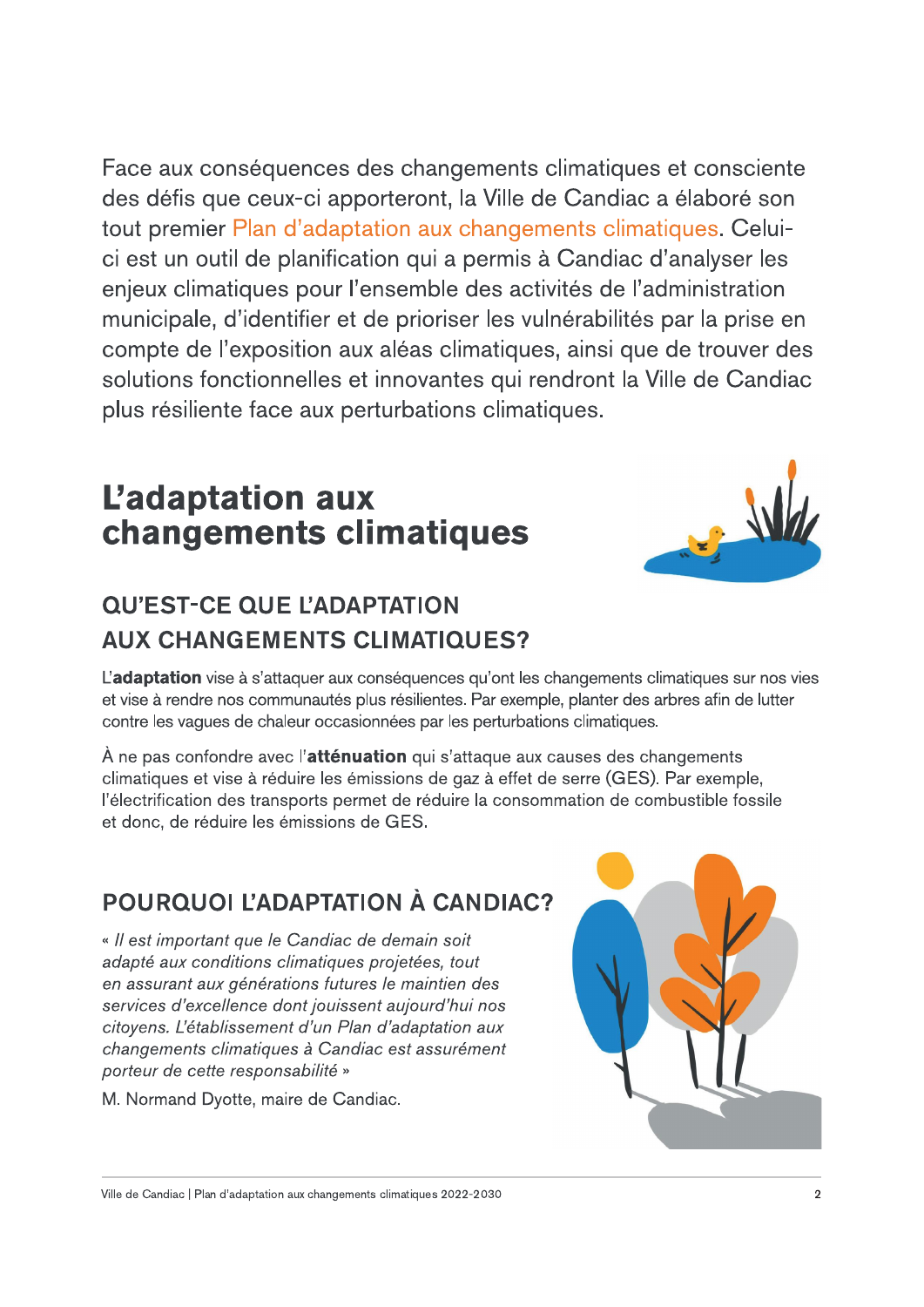Face aux conséquences des changements climatiques et consciente des défis que ceux-ci apporteront, la Ville de Candiac a élaboré son tout premier Plan d'adaptation aux changements climatiques. Celui-ci est un outil de planification qui a permis à Candiac d'analyser les enjeux climatiques pour l'ensemble des activités de l'administration municipale, d'identifier et de prioriser les vulnérabilités par la prise en compte de l'exposition aux aléas climatiques, ainsi que de trouver des solutions fonctionnelles et innovantes qui rendront la Ville de Candiac plus résiliente face aux perturbations climatiques.

# L'adaptation aux changements climatiques

## QU'EST-CE QUE L'ADAPTATION AUX CHANGEMENTS CLIMATIQUES?

L'**adaptation** vise à s'attaquer aux conséquences qu'ont les changements climatiques sur nos vies et vise à rendre nos communautés plus résilientes. Par exemple, planter des arbres afin de lutter contre les vagues de chaleur occasionnées par les perturbations climatiques.

À ne pas confondre avec l'**atténuation** qui s'attaque aux causes des changements climatiques et vise à réduire les émissions de gaz à effet de serre (GES). Par exemple, l'électrification des transports permet de réduire la consommation de combustible fossile et donc, de réduire les émissions de GES.

## POURQUOI L'ADAPTATION À CANDIAC?

*« Il est important que le Candiac de demain soit adapté aux conditions climatiques projetées, tout en assurant aux générations futures le maintien des services d'excellence dont jouissent aujourd'hui nos citoyens. L'établissement d'un Plan d'adaptation aux changements climatiques à Candiac est assurément porteur de cette responsabilité »*

M. Normand Dyotte, maire de Candiac.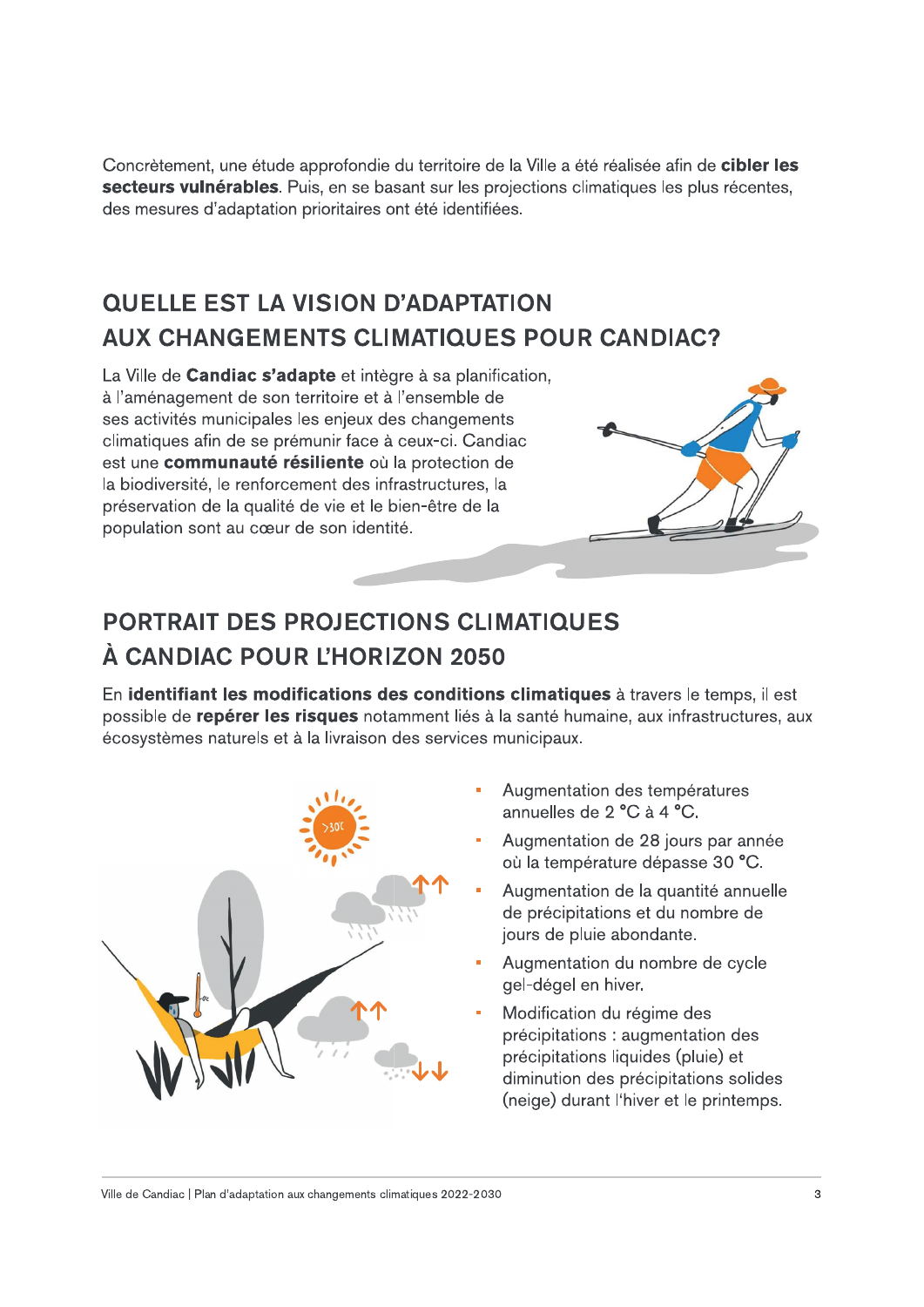Concrètement, une étude approfondie du territoire de la Ville a été réalisée afin de **cibler les secteurs vulnérables**. Puis, en se basant sur les projections climatiques les plus récentes, des mesures d'adaptation prioritaires ont été identifiées.

## QUELLE EST LA VISION D'ADAPTATION AUX CHANGEMENTS CLIMATIQUES POUR CANDIAC?

La Ville de **Candiac s'adapte** et intègre à sa planification, à l'aménagement de son territoire et à l'ensemble de ses activités municipales les enjeux des changements climatiques afin de se prémunir face à ceux-ci. Candiac est une **communauté résiliente** où la protection de la biodiversité, le renforcement des infrastructures, la préservation de la qualité de vie et le bien-être de la population sont au cœur de son identité.

## PORTRAIT DES PROJECTIONS CLIMATIQUES À CANDIAC POUR L'HORIZON 2050

En **identifiant les modifications des conditions climatiques** à travers le temps, il est possible de **repérer les risques** notamment liés à la santé humaine, aux infrastructures, aux écosystèmes naturels et à la livraison des services municipaux.

- Augmentation des températures annuelles de 2 °C à 4 °C.
- Augmentation de 28 jours par année où la température dépasse 30 °C.
- Augmentation de la quantité annuelle de précipitations et du nombre de jours de pluie abondante.
- Augmentation du nombre de cycle gel-dégel en hiver.
- Modification du régime des précipitations : augmentation des précipitations liquides (pluie) et diminution des précipitations solides (neige) durant l'hiver et le printemps.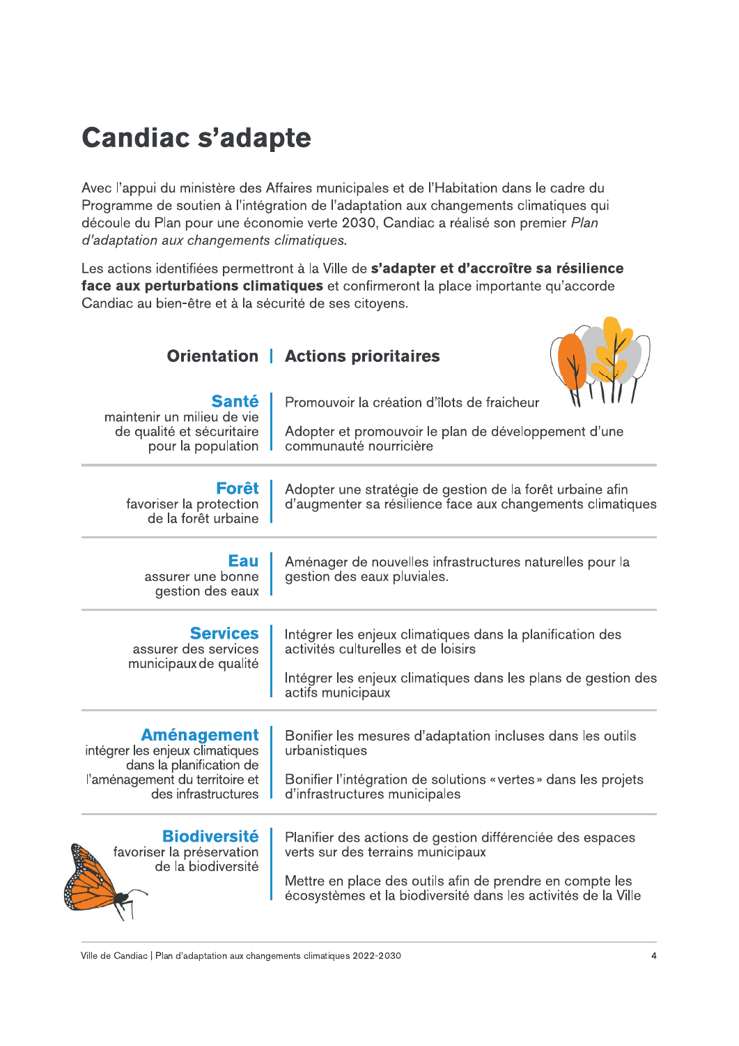# Candiac s'adapte

Avec l'appui du ministère des Affaires municipales et de l'Habitation dans le cadre du Programme de soutien à l'intégration de l'adaptation aux changements climatiques qui découle du Plan pour une économie verte 2030, Candiac a réalisé son premier *Plan d'adaptation aux changements climatiques.*

Les actions identifiées permettront à la Ville de **s'adapter et d'accroître sa résilience face aux perturbations climatiques** et confirmeront la place importante qu'accorde Candiac au bien-être et à la sécurité de ses citoyens.

| Orientation | Actions prioritaires |
|---|---|
| **Santé**<br>maintenir un milieu de vie de qualité et sécuritaire pour la population | Promouvoir la création d'îlots de fraicheur<br><br>Adopter et promouvoir le plan de développement d'une communauté nourricière |
| **Forêt**<br>favoriser la protection de la forêt urbaine | Adopter une stratégie de gestion de la forêt urbaine afin d'augmenter sa résilience face aux changements climatiques |
| **Eau**<br>assurer une bonne gestion des eaux | Aménager de nouvelles infrastructures naturelles pour la gestion des eaux pluviales. |
| **Services**<br>assurer des services municipaux de qualité | Intégrer les enjeux climatiques dans la planification des activités culturelles et de loisirs<br><br>Intégrer les enjeux climatiques dans les plans de gestion des actifs municipaux |
| **Aménagement**<br>intégrer les enjeux climatiques dans la planification de l'aménagement du territoire et des infrastructures | Bonifier les mesures d'adaptation incluses dans les outils urbanistiques<br><br>Bonifier l'intégration de solutions « vertes » dans les projets d'infrastructures municipales |
| **Biodiversité**<br>favoriser la préservation de la biodiversité | Planifier des actions de gestion différenciée des espaces verts sur des terrains municipaux<br><br>Mettre en place des outils afin de prendre en compte les écosystèmes et la biodiversité dans les activités de la Ville |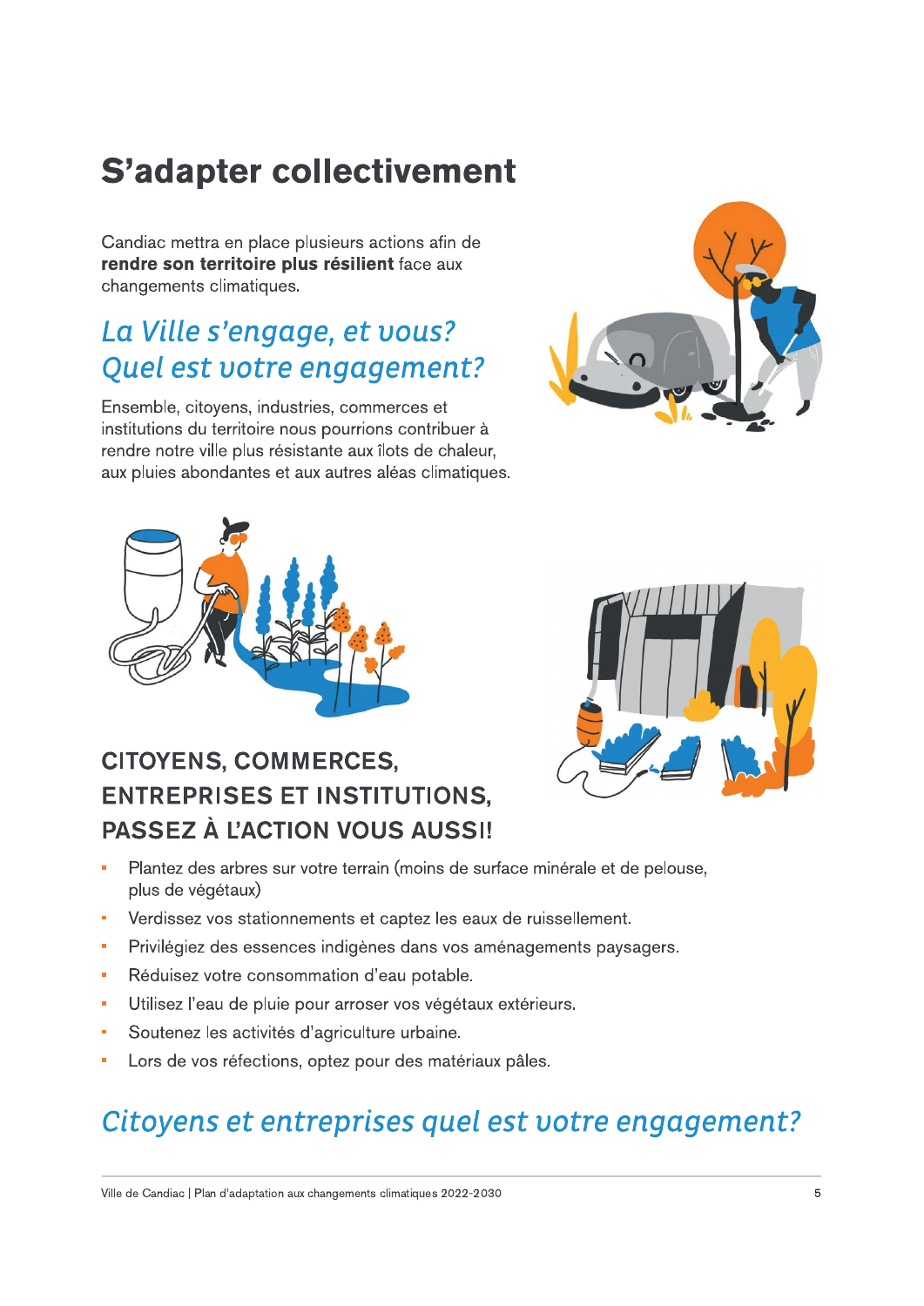# S’adapter collectivement

Candiac mettra en place plusieurs actions afin de **rendre son territoire plus résilient** face aux changements climatiques.

## *La Ville s’engage, et vous? Quel est votre engagement?*

Ensemble, citoyens, industries, commerces et institutions du territoire nous pourrions contribuer à rendre notre ville plus résistante aux îlots de chaleur, aux pluies abondantes et aux autres aléas climatiques.

## CITOYENS, COMMERCES, ENTREPRISES ET INSTITUTIONS, PASSEZ À L’ACTION VOUS AUSSI!

- Plantez des arbres sur votre terrain (moins de surface minérale et de pelouse, plus de végétaux)
- Verdissez vos stationnements et captez les eaux de ruissellement.
- Privilégiez des essences indigènes dans vos aménagements paysagers.
- Réduisez votre consommation d’eau potable.
- Utilisez l’eau de pluie pour arroser vos végétaux extérieurs.
- Soutenez les activités d’agriculture urbaine.
- Lors de vos réfections, optez pour des matériaux pâles.

## *Citoyens et entreprises quel est votre engagement?*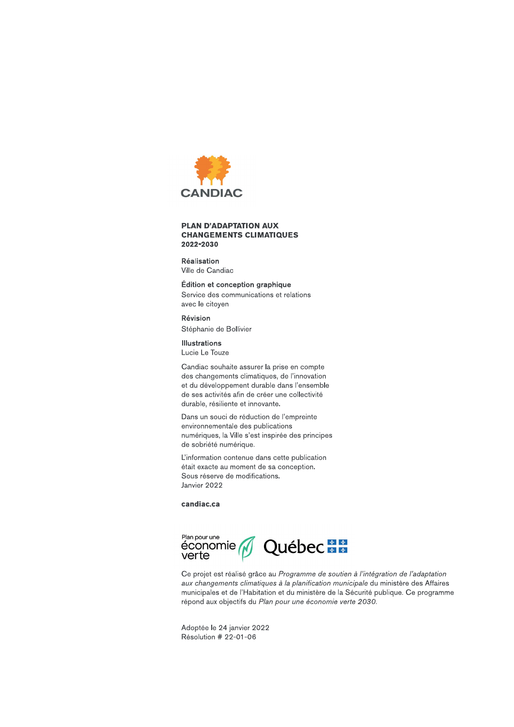CANDIAC

**PLAN D'ADAPTATION AUX CHANGEMENTS CLIMATIQUES 2022-2030**

**Réalisation**
Ville de Candiac

**Édition et conception graphique**
Service des communications et relations avec le citoyen

**Révision**
Stéphanie de Bollivier

**Illustrations**
Lucie Le Touze

Candiac souhaite assurer la prise en compte des changements climatiques, de l'innovation et du développement durable dans l'ensemble de ses activités afin de créer une collectivité durable, résiliente et innovante.

Dans un souci de réduction de l'empreinte environnementale des publications numériques, la Ville s'est inspirée des principes de sobriété numérique.

L'information contenue dans cette publication était exacte au moment de sa conception. Sous réserve de modifications.
Janvier 2022

**candiac.ca**

Plan pour une économie verte

Québec

Ce projet est réalisé grâce au *Programme de soutien à l'intégration de l'adaptation aux changements climatiques à la planification municipale* du ministère des Affaires municipales et de l'Habitation et du ministère de la Sécurité publique. Ce programme répond aux objectifs du *Plan pour une économie verte 2030.*

Adoptée le 24 janvier 2022
Résolution # 22-01-06